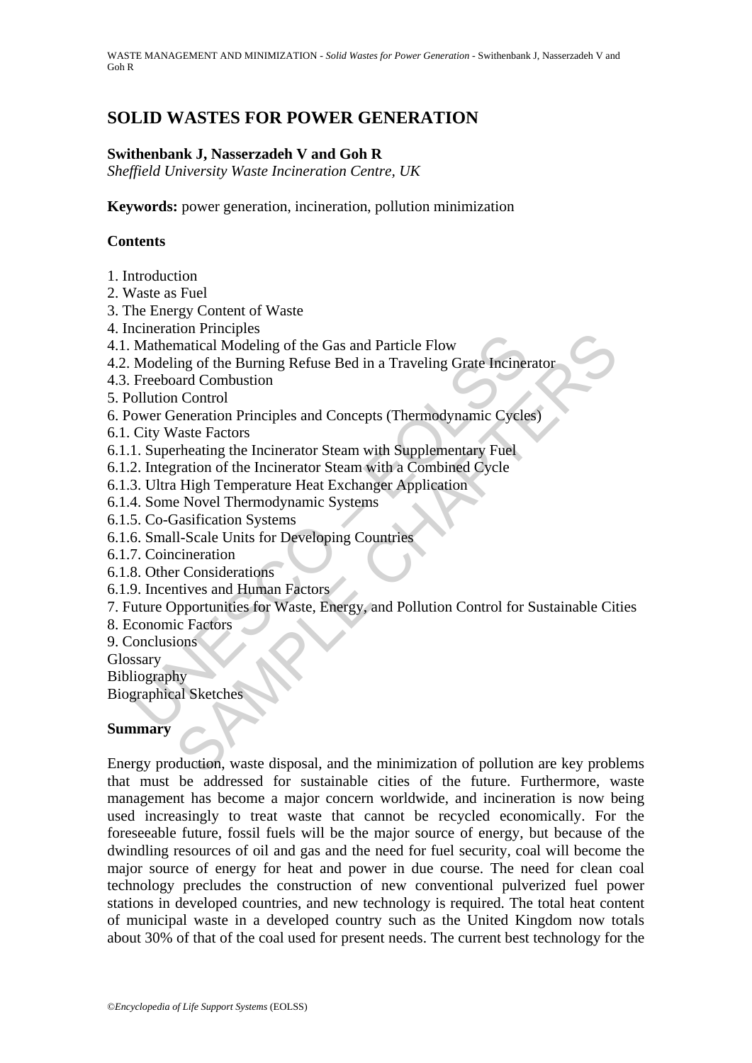# SOLID WASTES FOR POWER GENERATION

**Swithenbank J, Nasserzadeh V and Goh R**

*Sheffield University Waste Incineration Centre, UK*

**Keywords:** power generation, incineration, pollution minimization

## Contents

1. Introduction
2. Waste as Fuel
3. The Energy Content of Waste
4. Incineration Principles
4.1. Mathematical Modeling of the Gas and Particle Flow
4.2. Modeling of the Burning Refuse Bed in a Traveling Grate Incinerator
4.3. Freeboard Combustion
5. Pollution Control
6. Power Generation Principles and Concepts (Thermodynamic Cycles)
6.1. City Waste Factors
6.1.1. Superheating the Incinerator Steam with Supplementary Fuel
6.1.2. Integration of the Incinerator Steam with a Combined Cycle
6.1.3. Ultra High Temperature Heat Exchanger Application
6.1.4. Some Novel Thermodynamic Systems
6.1.5. Co-Gasification Systems
6.1.6. Small-Scale Units for Developing Countries
6.1.7. Coincineration
6.1.8. Other Considerations
6.1.9. Incentives and Human Factors
7. Future Opportunities for Waste, Energy, and Pollution Control for Sustainable Cities
8. Economic Factors
9. Conclusions

Glossary

Bibliography

Biographical Sketches

## Summary

Energy production, waste disposal, and the minimization of pollution are key problems that must be addressed for sustainable cities of the future. Furthermore, waste management has become a major concern worldwide, and incineration is now being used increasingly to treat waste that cannot be recycled economically. For the foreseeable future, fossil fuels will be the major source of energy, but because of the dwindling resources of oil and gas and the need for fuel security, coal will become the major source of energy for heat and power in due course. The need for clean coal technology precludes the construction of new conventional pulverized fuel power stations in developed countries, and new technology is required. The total heat content of municipal waste in a developed country such as the United Kingdom now totals about 30% of that of the coal used for present needs. The current best technology for the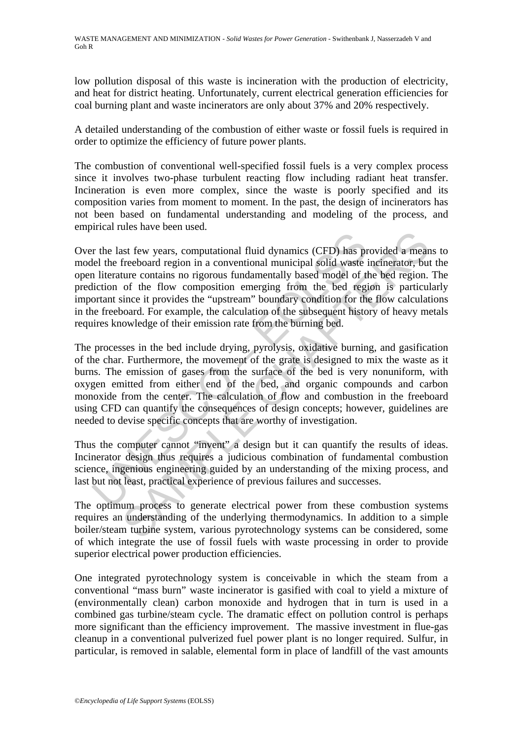low pollution disposal of this waste is incineration with the production of electricity, and heat for district heating. Unfortunately, current electrical generation efficiencies for coal burning plant and waste incinerators are only about 37% and 20% respectively.

A detailed understanding of the combustion of either waste or fossil fuels is required in order to optimize the efficiency of future power plants.

The combustion of conventional well-specified fossil fuels is a very complex process since it involves two-phase turbulent reacting flow including radiant heat transfer. Incineration is even more complex, since the waste is poorly specified and its composition varies from moment to moment. In the past, the design of incinerators has not been based on fundamental understanding and modeling of the process, and empirical rules have been used.

Over the last few years, computational fluid dynamics (CFD) has provided a means to model the freeboard region in a conventional municipal solid waste incinerator, but the open literature contains no rigorous fundamentally based model of the bed region. The prediction of the flow composition emerging from the bed region is particularly important since it provides the "upstream" boundary condition for the flow calculations in the freeboard. For example, the calculation of the subsequent history of heavy metals requires knowledge of their emission rate from the burning bed.

The processes in the bed include drying, pyrolysis, oxidative burning, and gasification of the char. Furthermore, the movement of the grate is designed to mix the waste as it burns. The emission of gases from the surface of the bed is very nonuniform, with oxygen emitted from either end of the bed, and organic compounds and carbon monoxide from the center. The calculation of flow and combustion in the freeboard using CFD can quantify the consequences of design concepts; however, guidelines are needed to devise specific concepts that are worthy of investigation.

Thus the computer cannot "invent" a design but it can quantify the results of ideas. Incinerator design thus requires a judicious combination of fundamental combustion science, ingenious engineering guided by an understanding of the mixing process, and last but not least, practical experience of previous failures and successes.

The optimum process to generate electrical power from these combustion systems requires an understanding of the underlying thermodynamics. In addition to a simple boiler/steam turbine system, various pyrotechnology systems can be considered, some of which integrate the use of fossil fuels with waste processing in order to provide superior electrical power production efficiencies.

One integrated pyrotechnology system is conceivable in which the steam from a conventional "mass burn" waste incinerator is gasified with coal to yield a mixture of (environmentally clean) carbon monoxide and hydrogen that in turn is used in a combined gas turbine/steam cycle. The dramatic effect on pollution control is perhaps more significant than the efficiency improvement. The massive investment in flue-gas cleanup in a conventional pulverized fuel power plant is no longer required. Sulfur, in particular, is removed in salable, elemental form in place of landfill of the vast amounts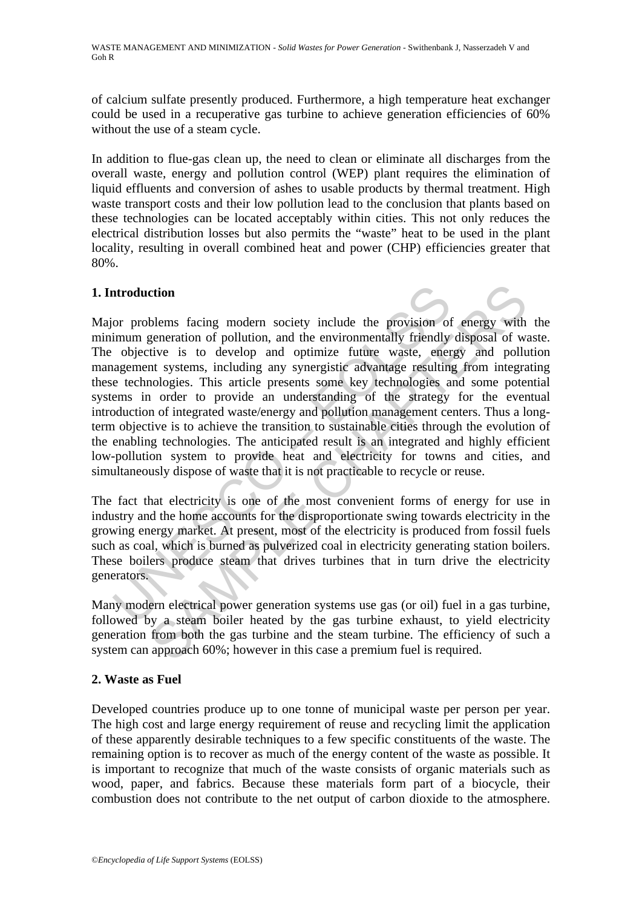of calcium sulfate presently produced. Furthermore, a high temperature heat exchanger could be used in a recuperative gas turbine to achieve generation efficiencies of 60% without the use of a steam cycle.

In addition to flue-gas clean up, the need to clean or eliminate all discharges from the overall waste, energy and pollution control (WEP) plant requires the elimination of liquid effluents and conversion of ashes to usable products by thermal treatment. High waste transport costs and their low pollution lead to the conclusion that plants based on these technologies can be located acceptably within cities. This not only reduces the electrical distribution losses but also permits the "waste" heat to be used in the plant locality, resulting in overall combined heat and power (CHP) efficiencies greater that 80%.

## 1. Introduction

Major problems facing modern society include the provision of energy with the minimum generation of pollution, and the environmentally friendly disposal of waste. The objective is to develop and optimize future waste, energy and pollution management systems, including any synergistic advantage resulting from integrating these technologies. This article presents some key technologies and some potential systems in order to provide an understanding of the strategy for the eventual introduction of integrated waste/energy and pollution management centers. Thus a long-term objective is to achieve the transition to sustainable cities through the evolution of the enabling technologies. The anticipated result is an integrated and highly efficient low-pollution system to provide heat and electricity for towns and cities, and simultaneously dispose of waste that it is not practicable to recycle or reuse.

The fact that electricity is one of the most convenient forms of energy for use in industry and the home accounts for the disproportionate swing towards electricity in the growing energy market. At present, most of the electricity is produced from fossil fuels such as coal, which is burned as pulverized coal in electricity generating station boilers. These boilers produce steam that drives turbines that in turn drive the electricity generators.

Many modern electrical power generation systems use gas (or oil) fuel in a gas turbine, followed by a steam boiler heated by the gas turbine exhaust, to yield electricity generation from both the gas turbine and the steam turbine. The efficiency of such a system can approach 60%; however in this case a premium fuel is required.

## 2. Waste as Fuel

Developed countries produce up to one tonne of municipal waste per person per year. The high cost and large energy requirement of reuse and recycling limit the application of these apparently desirable techniques to a few specific constituents of the waste. The remaining option is to recover as much of the energy content of the waste as possible. It is important to recognize that much of the waste consists of organic materials such as wood, paper, and fabrics. Because these materials form part of a biocycle, their combustion does not contribute to the net output of carbon dioxide to the atmosphere.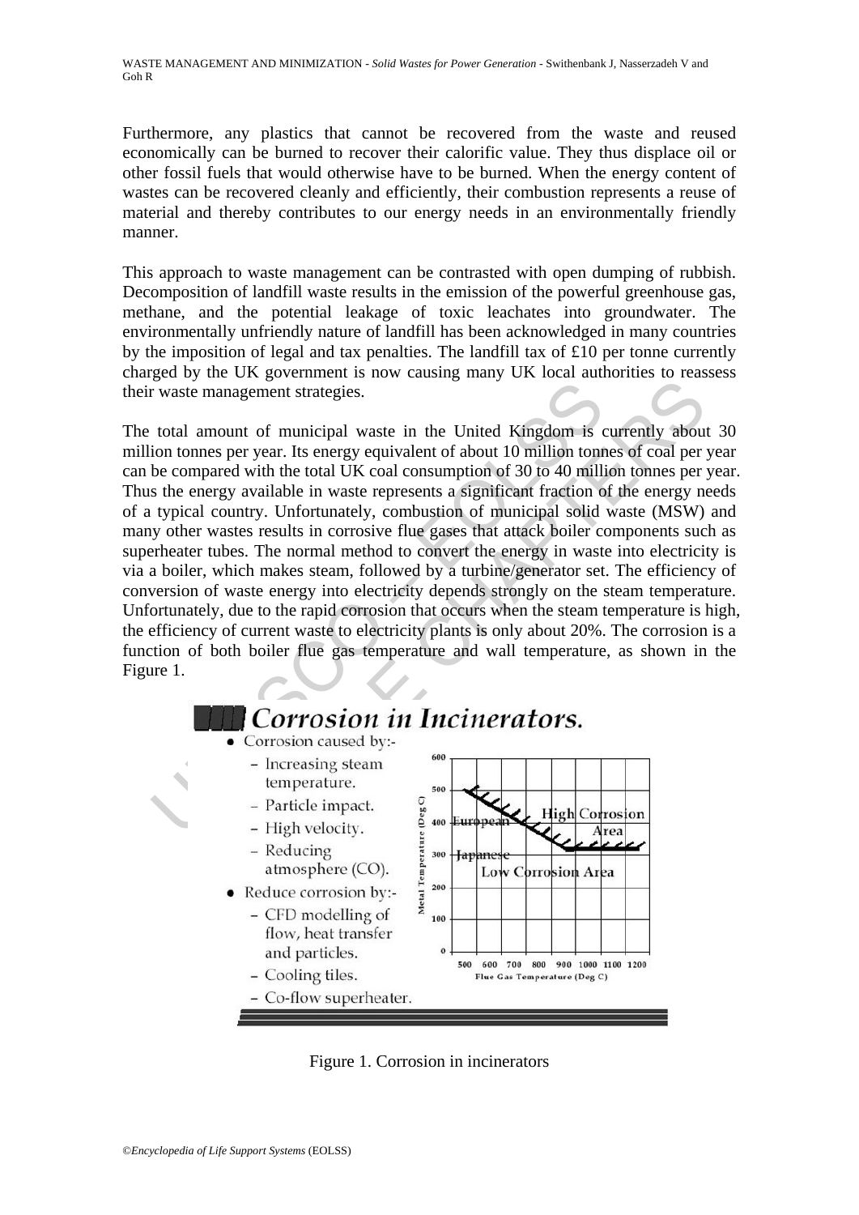Furthermore, any plastics that cannot be recovered from the waste and reused economically can be burned to recover their calorific value. They thus displace oil or other fossil fuels that would otherwise have to be burned. When the energy content of wastes can be recovered cleanly and efficiently, their combustion represents a reuse of material and thereby contributes to our energy needs in an environmentally friendly manner.

This approach to waste management can be contrasted with open dumping of rubbish. Decomposition of landfill waste results in the emission of the powerful greenhouse gas, methane, and the potential leakage of toxic leachates into groundwater. The environmentally unfriendly nature of landfill has been acknowledged in many countries by the imposition of legal and tax penalties. The landfill tax of £10 per tonne currently charged by the UK government is now causing many UK local authorities to reassess their waste management strategies.

The total amount of municipal waste in the United Kingdom is currently about 30 million tonnes per year. Its energy equivalent of about 10 million tonnes of coal per year can be compared with the total UK coal consumption of 30 to 40 million tonnes per year. Thus the energy available in waste represents a significant fraction of the energy needs of a typical country. Unfortunately, combustion of municipal solid waste (MSW) and many other wastes results in corrosive flue gases that attack boiler components such as superheater tubes. The normal method to convert the energy in waste into electricity is via a boiler, which makes steam, followed by a turbine/generator set. The efficiency of conversion of waste energy into electricity depends strongly on the steam temperature. Unfortunately, due to the rapid corrosion that occurs when the steam temperature is high, the efficiency of current waste to electricity plants is only about 20%. The corrosion is a function of both boiler flue gas temperature and wall temperature, as shown in the Figure 1.

**Corrosion in Incinerators.**

- Corrosion caused by:-
  - Increasing steam temperature.
  - Particle impact.
  - High velocity.
  - Reducing atmosphere (CO).
- Reduce corrosion by:-
  - CFD modelling of flow, heat transfer and particles.
  - Cooling tiles.
  - Co-flow superheater.

Figure 1. Corrosion in incinerators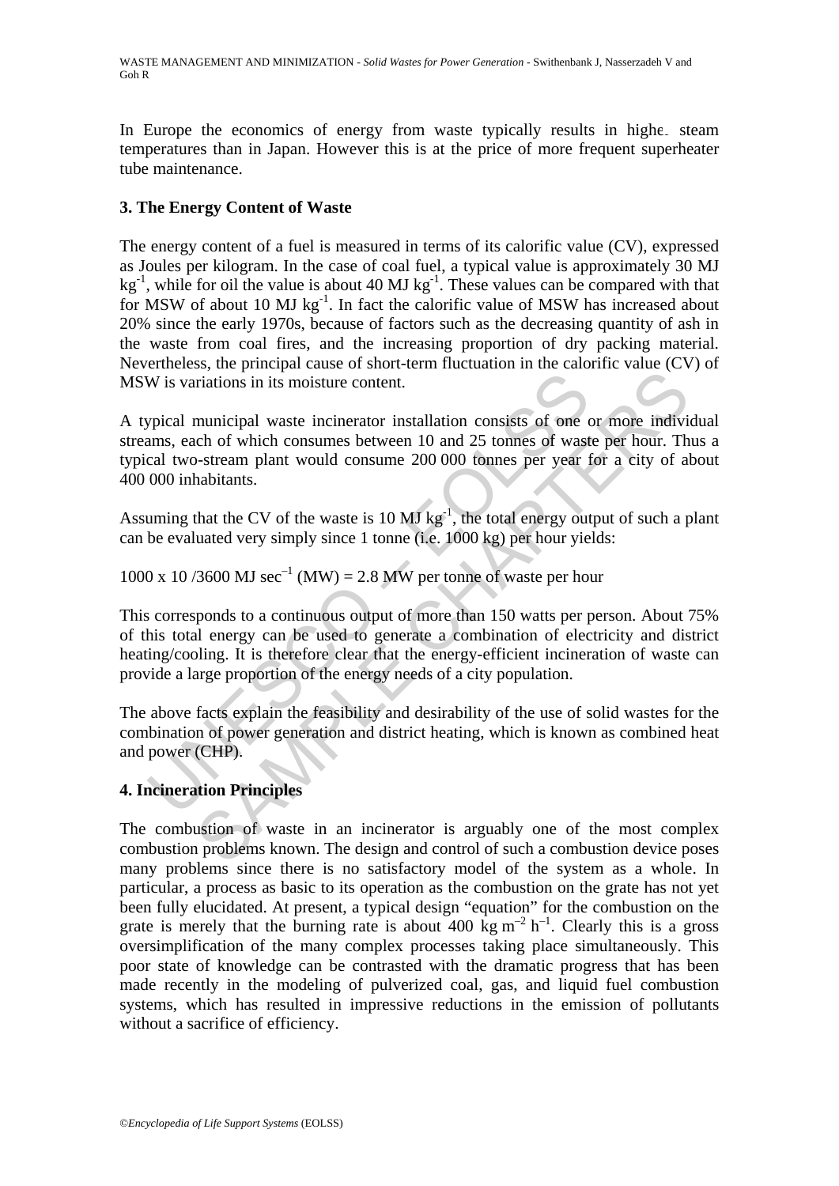In Europe the economics of energy from waste typically results in higher steam temperatures than in Japan. However this is at the price of more frequent superheater tube maintenance.

## 3. The Energy Content of Waste

The energy content of a fuel is measured in terms of its calorific value (CV), expressed as Joules per kilogram. In the case of coal fuel, a typical value is approximately 30 MJ $kg^{-1}$, while for oil the value is about 40 MJ $kg^{-1}$. These values can be compared with that for MSW of about 10 MJ $kg^{-1}$. In fact the calorific value of MSW has increased about 20% since the early 1970s, because of factors such as the decreasing quantity of ash in the waste from coal fires, and the increasing proportion of dry packing material. Nevertheless, the principal cause of short-term fluctuation in the calorific value (CV) of MSW is variations in its moisture content.

A typical municipal waste incinerator installation consists of one or more individual streams, each of which consumes between 10 and 25 tonnes of waste per hour. Thus a typical two-stream plant would consume 200 000 tonnes per year for a city of about 400 000 inhabitants.

Assuming that the CV of the waste is 10 MJ $kg^{-1}$, the total energy output of such a plant can be evaluated very simply since 1 tonne (i.e. 1000 kg) per hour yields:

$$1000 \times 10 / 3600 \text{ MJ sec}^{-1} \text{ (MW)} = 2.8 \text{ MW per tonne of waste per hour}$$

This corresponds to a continuous output of more than 150 watts per person. About 75% of this total energy can be used to generate a combination of electricity and district heating/cooling. It is therefore clear that the energy-efficient incineration of waste can provide a large proportion of the energy needs of a city population.

The above facts explain the feasibility and desirability of the use of solid wastes for the combination of power generation and district heating, which is known as combined heat and power (CHP).

## 4. Incineration Principles

The combustion of waste in an incinerator is arguably one of the most complex combustion problems known. The design and control of such a combustion device poses many problems since there is no satisfactory model of the system as a whole. In particular, a process as basic to its operation as the combustion on the grate has not yet been fully elucidated. At present, a typical design "equation" for the combustion on the grate is merely that the burning rate is about 400 kg $m^{-2}$ $h^{-1}$. Clearly this is a gross oversimplification of the many complex processes taking place simultaneously. This poor state of knowledge can be contrasted with the dramatic progress that has been made recently in the modeling of pulverized coal, gas, and liquid fuel combustion systems, which has resulted in impressive reductions in the emission of pollutants without a sacrifice of efficiency.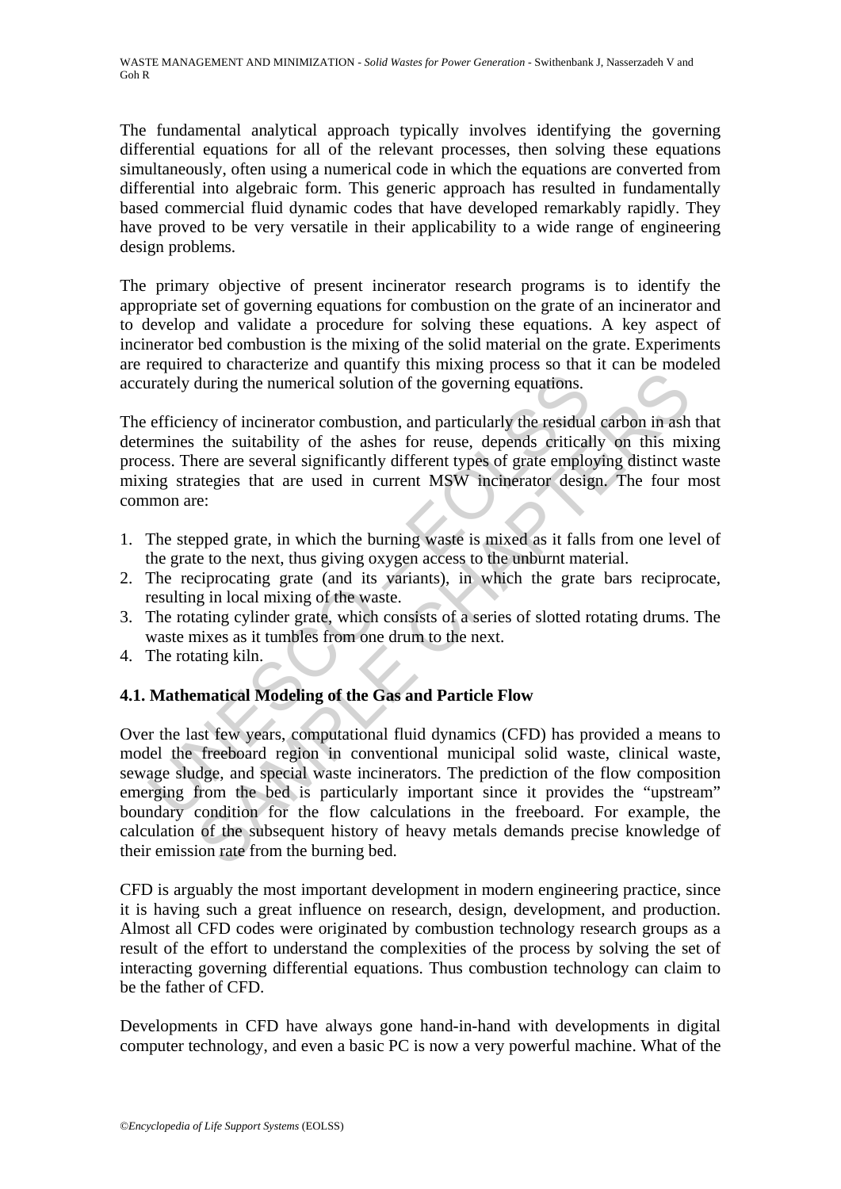The fundamental analytical approach typically involves identifying the governing differential equations for all of the relevant processes, then solving these equations simultaneously, often using a numerical code in which the equations are converted from differential into algebraic form. This generic approach has resulted in fundamentally based commercial fluid dynamic codes that have developed remarkably rapidly. They have proved to be very versatile in their applicability to a wide range of engineering design problems.

The primary objective of present incinerator research programs is to identify the appropriate set of governing equations for combustion on the grate of an incinerator and to develop and validate a procedure for solving these equations. A key aspect of incinerator bed combustion is the mixing of the solid material on the grate. Experiments are required to characterize and quantify this mixing process so that it can be modeled accurately during the numerical solution of the governing equations.

The efficiency of incinerator combustion, and particularly the residual carbon in ash that determines the suitability of the ashes for reuse, depends critically on this mixing process. There are several significantly different types of grate employing distinct waste mixing strategies that are used in current MSW incinerator design. The four most common are:

1. The stepped grate, in which the burning waste is mixed as it falls from one level of the grate to the next, thus giving oxygen access to the unburnt material.
2. The reciprocating grate (and its variants), in which the grate bars reciprocate, resulting in local mixing of the waste.
3. The rotating cylinder grate, which consists of a series of slotted rotating drums. The waste mixes as it tumbles from one drum to the next.
4. The rotating kiln.

### 4.1. Mathematical Modeling of the Gas and Particle Flow

Over the last few years, computational fluid dynamics (CFD) has provided a means to model the freeboard region in conventional municipal solid waste, clinical waste, sewage sludge, and special waste incinerators. The prediction of the flow composition emerging from the bed is particularly important since it provides the "upstream" boundary condition for the flow calculations in the freeboard. For example, the calculation of the subsequent history of heavy metals demands precise knowledge of their emission rate from the burning bed.

CFD is arguably the most important development in modern engineering practice, since it is having such a great influence on research, design, development, and production. Almost all CFD codes were originated by combustion technology research groups as a result of the effort to understand the complexities of the process by solving the set of interacting governing differential equations. Thus combustion technology can claim to be the father of CFD.

Developments in CFD have always gone hand-in-hand with developments in digital computer technology, and even a basic PC is now a very powerful machine. What of the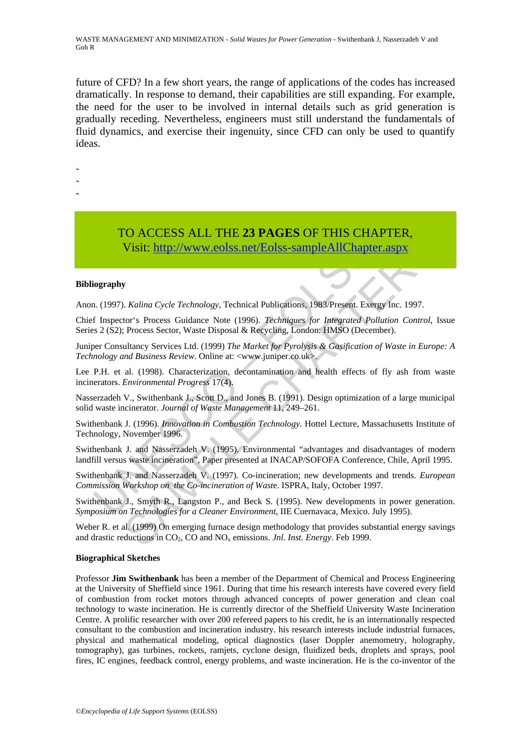future of CFD? In a few short years, the range of applications of the codes has increased dramatically. In response to demand, their capabilities are still expanding. For example, the need for the user to be involved in internal details such as grid generation is gradually receding. Nevertheless, engineers must still understand the fundamentals of fluid dynamics, and exercise their ingenuity, since CFD can only be used to quantify ideas.

-
-
-

TO ACCESS ALL THE **23 PAGES** OF THIS CHAPTER,
Visit: http://www.eolss.net/Eolss-sampleAllChapter.aspx

**Bibliography**

Anon. (1997). *Kalina Cycle Technology*, Technical Publications, 1983/Present. Exergy Inc. 1997.

Chief Inspector's Process Guidance Note (1996). *Techniques for Integrated Pollution Control*, Issue Series 2 (S2); Process Sector, Waste Disposal & Recycling, London: HMSO (December).

Juniper Consultancy Services Ltd. (1999) *The Market for Pyrolysis & Gasification of Waste in Europe: A Technology and Business Review*. Online at: <www.juniper.co.uk>.

Lee P.H. et al. (1998). Characterization, decontamination and health effects of fly ash from waste incinerators. *Environmental Progress* 17(4).

Nasserzadeh V., Swithenbank J., Scott D., and Jones B. (1991). Design optimization of a large municipal solid waste incinerator. *Journal of Waste Management* 11, 249–261.

Swithenbank J. (1996). *Innovation in Combustion Technology*. Hottel Lecture, Massachusetts Institute of Technology, November 1996.

Swithenbank J. and Nasserzadeh V. (1995). Environmental "advantages and disadvantages of modern landfill versus waste incineration", Paper presented at INACAP/SOFOFA Conference, Chile, April 1995.

Swithenbank J. and Nasserzadeh V. (1997). Co-incineration; new developments and trends. *European Commission Workshop on the Co-incineration of Waste*. ISPRA, Italy, October 1997.

Swithenbank J., Smyth R., Langston P., and Beck S. (1995). New developments in power generation. *Symposium on Technologies for a Cleaner Environment*, IIE Cuernavaca, Mexico. July 1995).

Weber R. et al. (1999) On emerging furnace design methodology that provides substantial energy savings and drastic reductions in $CO_2$, CO and $NO_x$ emissions. *Jnl. Inst. Energy*. Feb 1999.

**Biographical Sketches**

Professor **Jim Swithenbank** has been a member of the Department of Chemical and Process Engineering at the University of Sheffield since 1961. During that time his research interests have covered every field of combustion from rocket motors through advanced concepts of power generation and clean coal technology to waste incineration. He is currently director of the Sheffield University Waste Incineration Centre. A prolific researcher with over 200 refereed papers to his credit, he is an internationally respected consultant to the combustion and incineration industry. his research interests include industrial furnaces, physical and mathematical modeling, optical diagnostics (laser Doppler anemometry, holography, tomography), gas turbines, rockets, ramjets, cyclone design, fluidized beds, droplets and sprays, pool fires, IC engines, feedback control, energy problems, and waste incineration. He is the co-inventor of the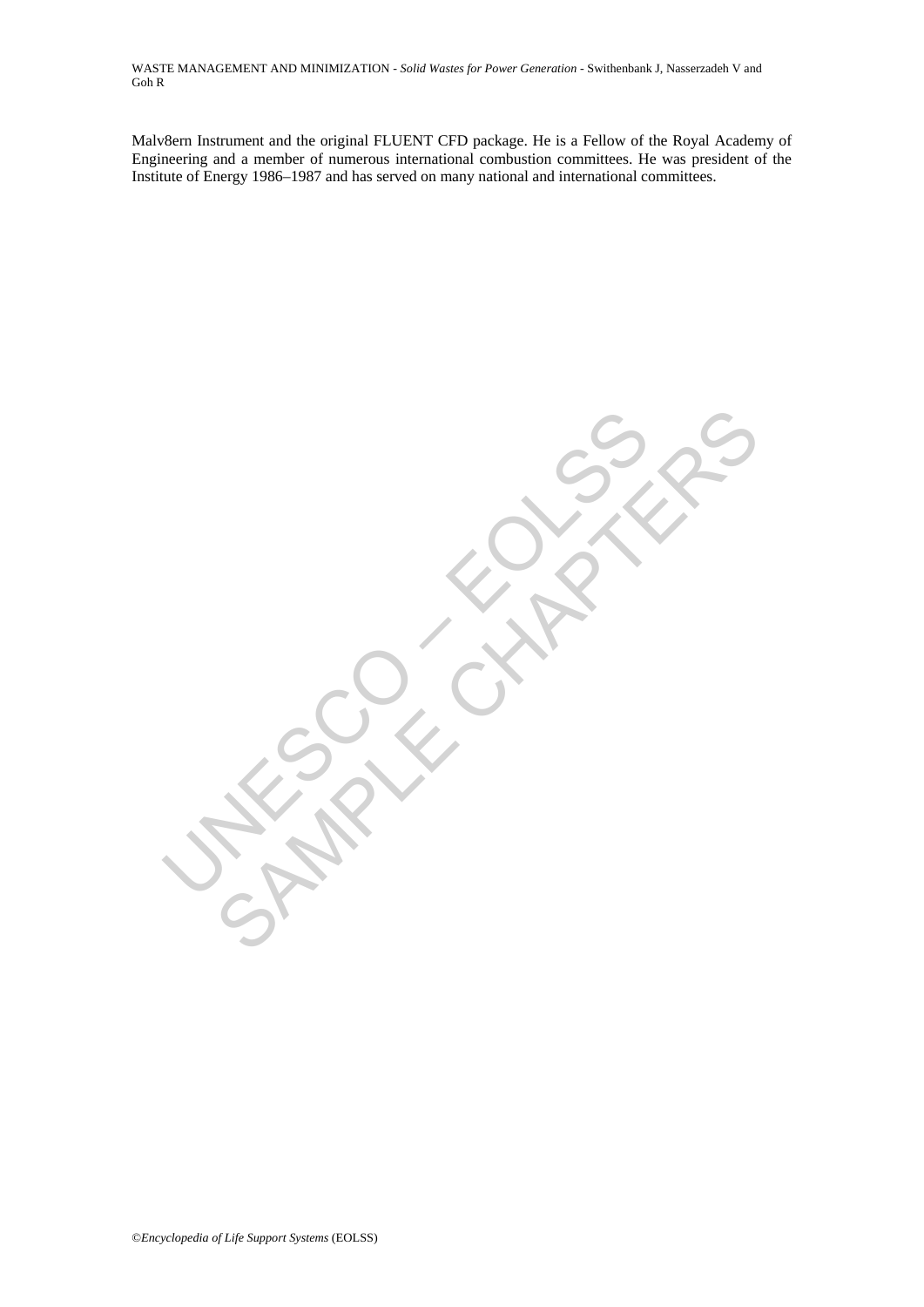Malv8ern Instrument and the original FLUENT CFD package. He is a Fellow of the Royal Academy of Engineering and a member of numerous international combustion committees. He was president of the Institute of Energy 1986–1987 and has served on many national and international committees.